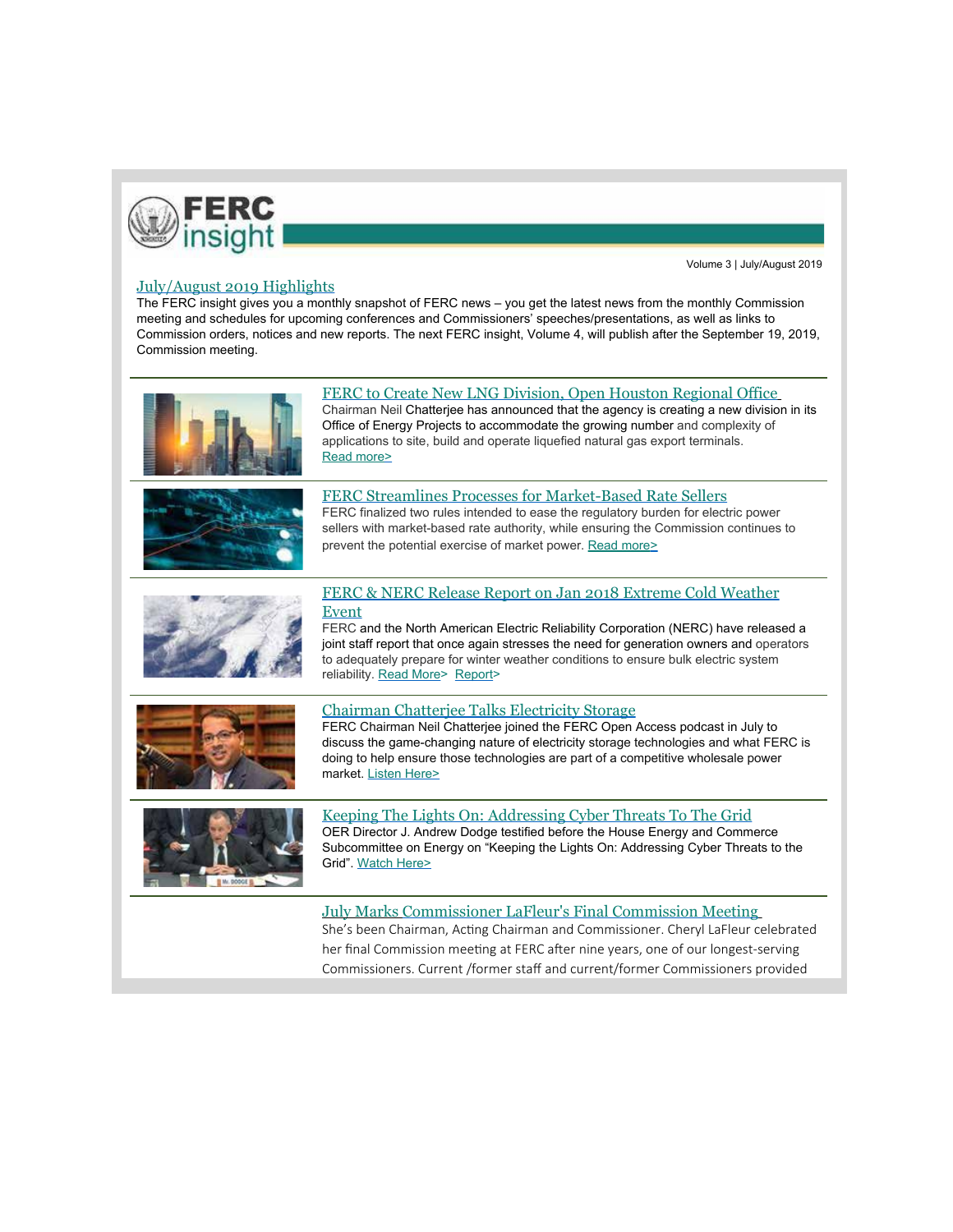# FERC insight

Volume 3 | July/August 2019

## July/August 2019 Highlights

The FERC insight gives you a monthly snapshot of FERC news – you get the latest news from the monthly Commission meeting and schedules for upcoming conferences and Commissioners' speeches/presentations, as well as links to Commission orders, notices and new reports. The next FERC insight, Volume 4, will publish after the September 19, 2019, Commission meeting.

### FERC to Create New LNG Division, Open Houston Regional Office

Chairman Neil Chatterjee has announced that the agency is creating a new division in its Office of Energy Projects to accommodate the growing number and complexity of applications to site, build and operate liquefied natural gas export terminals. Read more>

### FERC Streamlines Processes for Market-Based Rate Sellers

FERC finalized two rules intended to ease the regulatory burden for electric power sellers with market-based rate authority, while ensuring the Commission continues to prevent the potential exercise of market power. Read more>

### FERC & NERC Release Report on Jan 2018 Extreme Cold Weather Event

FERC and the North American Electric Reliability Corporation (NERC) have released a joint staff report that once again stresses the need for generation owners and operators to adequately prepare for winter weather conditions to ensure bulk electric system reliability. Read More> Report>

### Chairman Chatterjee Talks Electricity Storage

FERC Chairman Neil Chatterjee joined the FERC Open Access podcast in July to discuss the game-changing nature of electricity storage technologies and what FERC is doing to help ensure those technologies are part of a competitive wholesale power market. Listen Here>

### Keeping The Lights On: Addressing Cyber Threats To The Grid

OER Director J. Andrew Dodge testified before the House Energy and Commerce Subcommittee on Energy on "Keeping the Lights On: Addressing Cyber Threats to the Grid". Watch Here>

### July Marks Commissioner LaFleur's Final Commission Meeting

She's been Chairman, Acting Chairman and Commissioner. Cheryl LaFleur celebrated her final Commission meeting at FERC after nine years, one of our longest-serving Commissioners. Current /former staff and current/former Commissioners provided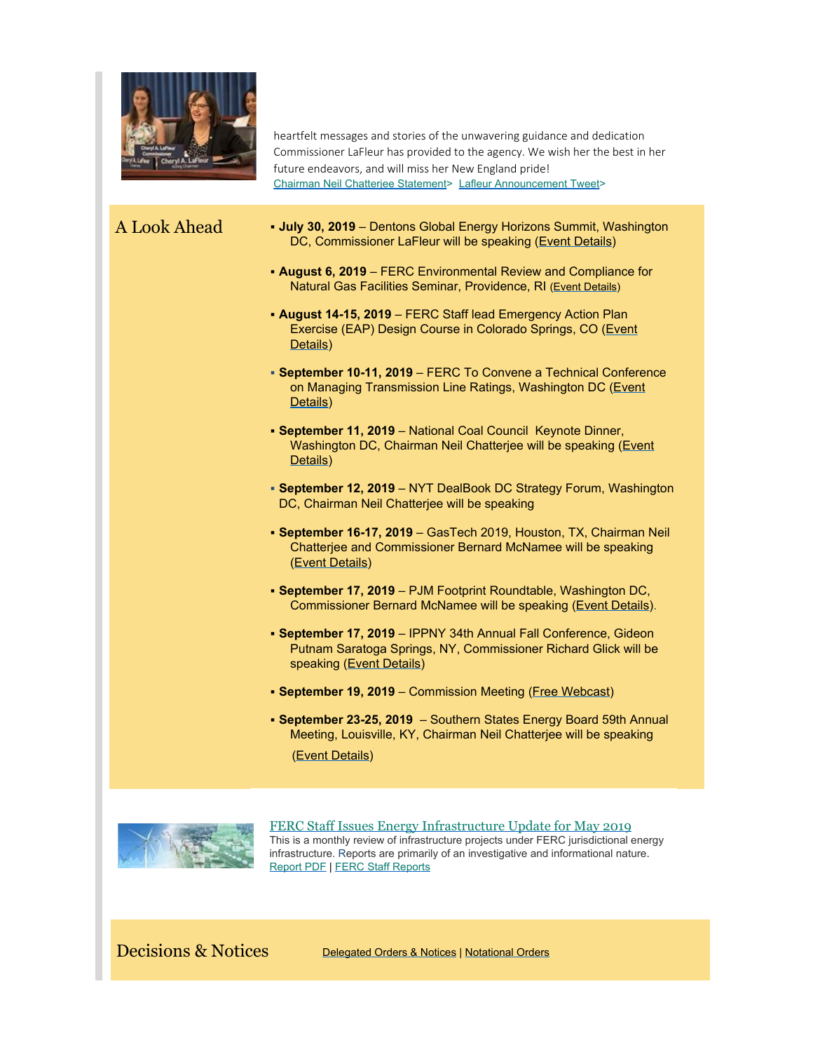heartfelt messages and stories of the unwavering guidance and dedication Commissioner LaFleur has provided to the agency. We wish her the best in her future endeavors, and will miss her New England pride!
Chairman Neil Chatterjee Statement> Lafleur Announcement Tweet>

## A Look Ahead

- **July 30, 2019** – Dentons Global Energy Horizons Summit, Washington DC, Commissioner LaFleur will be speaking (Event Details)
- **August 6, 2019** – FERC Environmental Review and Compliance for Natural Gas Facilities Seminar, Providence, RI (Event Details)
- **August 14-15, 2019** – FERC Staff lead Emergency Action Plan Exercise (EAP) Design Course in Colorado Springs, CO (Event Details)
- **September 10-11, 2019** – FERC To Convene a Technical Conference on Managing Transmission Line Ratings, Washington DC (Event Details)
- **September 11, 2019** – National Coal Council Keynote Dinner, Washington DC, Chairman Neil Chatterjee will be speaking (Event Details)
- **September 12, 2019** – NYT DealBook DC Strategy Forum, Washington DC, Chairman Neil Chatterjee will be speaking
- **September 16-17, 2019** – GasTech 2019, Houston, TX, Chairman Neil Chatterjee and Commissioner Bernard McNamee will be speaking (Event Details)
- **September 17, 2019** – PJM Footprint Roundtable, Washington DC, Commissioner Bernard McNamee will be speaking (Event Details).
- **September 17, 2019** – IPPNY 34th Annual Fall Conference, Gideon Putnam Saratoga Springs, NY, Commissioner Richard Glick will be speaking (Event Details)
- **September 19, 2019** – Commission Meeting (Free Webcast)
- **September 23-25, 2019** – Southern States Energy Board 59th Annual Meeting, Louisville, KY, Chairman Neil Chatterjee will be speaking (Event Details)

### FERC Staff Issues Energy Infrastructure Update for May 2019

This is a monthly review of infrastructure projects under FERC jurisdictional energy infrastructure. Reports are primarily of an investigative and informational nature.
Report PDF | FERC Staff Reports

## Decisions & Notices

Delegated Orders & Notices | Notational Orders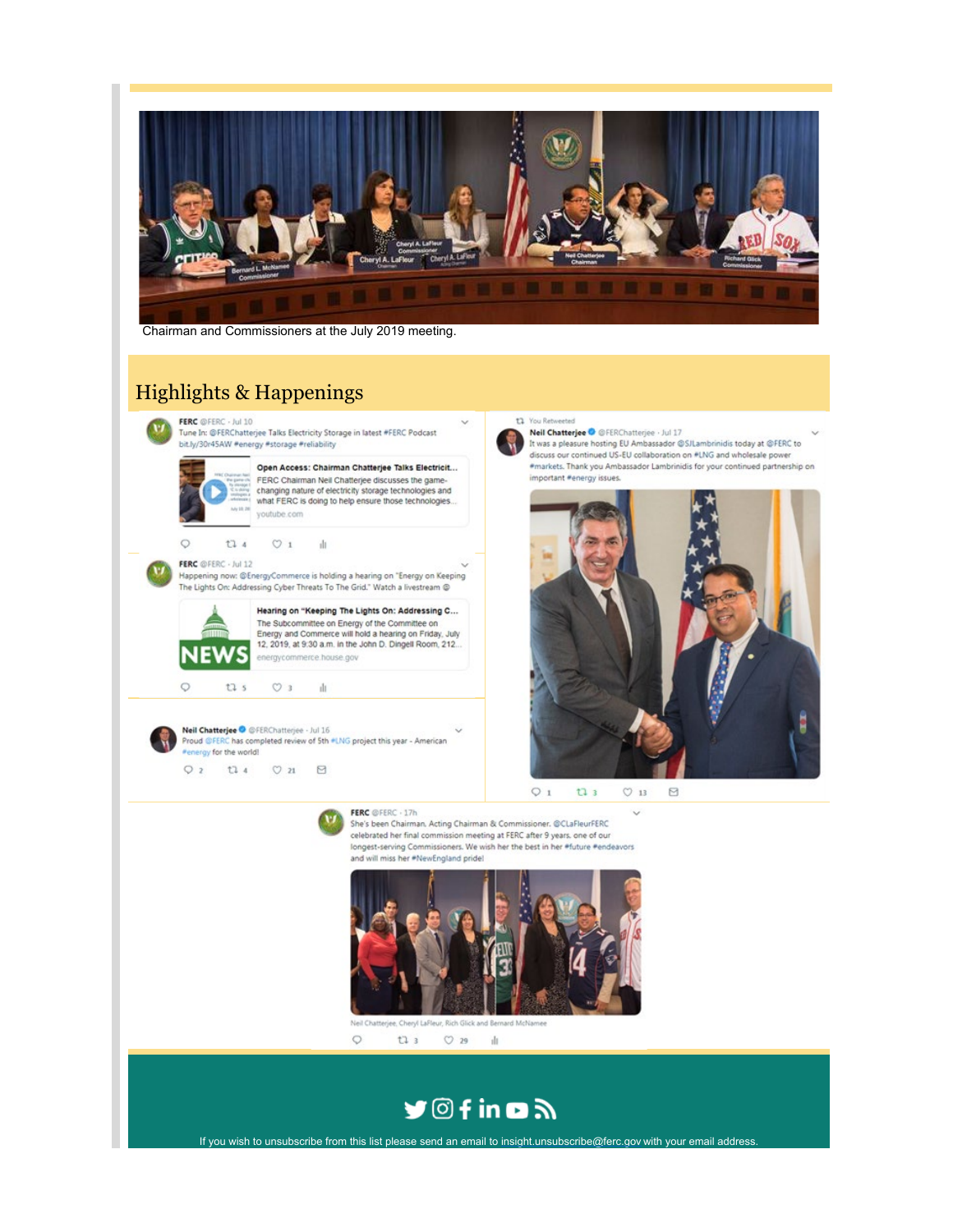Chairman and Commissioners at the July 2019 meeting.

## Highlights & Happenings

**FERC** @FERC · Jul 10
Tune In: @FERCChatterjee Talks Electricity Storage in latest #FERC Podcast bit.ly/30r45AW #energy #storage #reliability

**Open Access: Chairman Chatterjee Talks Electricit...**
FERC Chairman Neil Chatterjee discusses the game-changing nature of electricity storage technologies and what FERC is doing to help ensure those technologies...
youtube.com

**FERC** @FERC · Jul 12
Happening now: @EnergyCommerce is holding a hearing on "Energy on Keeping The Lights On: Addressing Cyber Threats To The Grid." Watch a livestream ⓔ

**Hearing on "Keeping The Lights On: Addressing C...**
The Subcommittee on Energy of the Committee on Energy and Commerce will hold a hearing on Friday, July 12, 2019, at 9:30 a.m. in the John D. Dingell Room, 212...
energycommerce.house.gov

**Neil Chatterjee** @FERCChatterjee · Jul 16
Proud @FERC has completed review of 5th #LNG project this year - American #energy for the world!

You Retweeted
**Neil Chatterjee** @FERCChatterjee · Jul 17
It was a pleasure hosting EU Ambassador @SJLambrinidis today at @FERC to discuss our continued US-EU collaboration on #LNG and wholesale power #markets. Thank you Ambassador Lambrinidis for your continued partnership on important #energy issues.

**FERC** @FERC · 17h
She's been Chairman, Acting Chairman & Commissioner. @CLaFleurFERC celebrated her final commission meeting at FERC after 9 years, one of our longest-serving Commissioners. We wish her the best in her #future #endeavors and will miss her #NewEngland pride!

Neil Chatterjee, Cheryl LaFleur, Rich Glick and Bernard McNamee

If you wish to unsubscribe from this list please send an email to insight.unsubscribe@ferc.gov with your email address.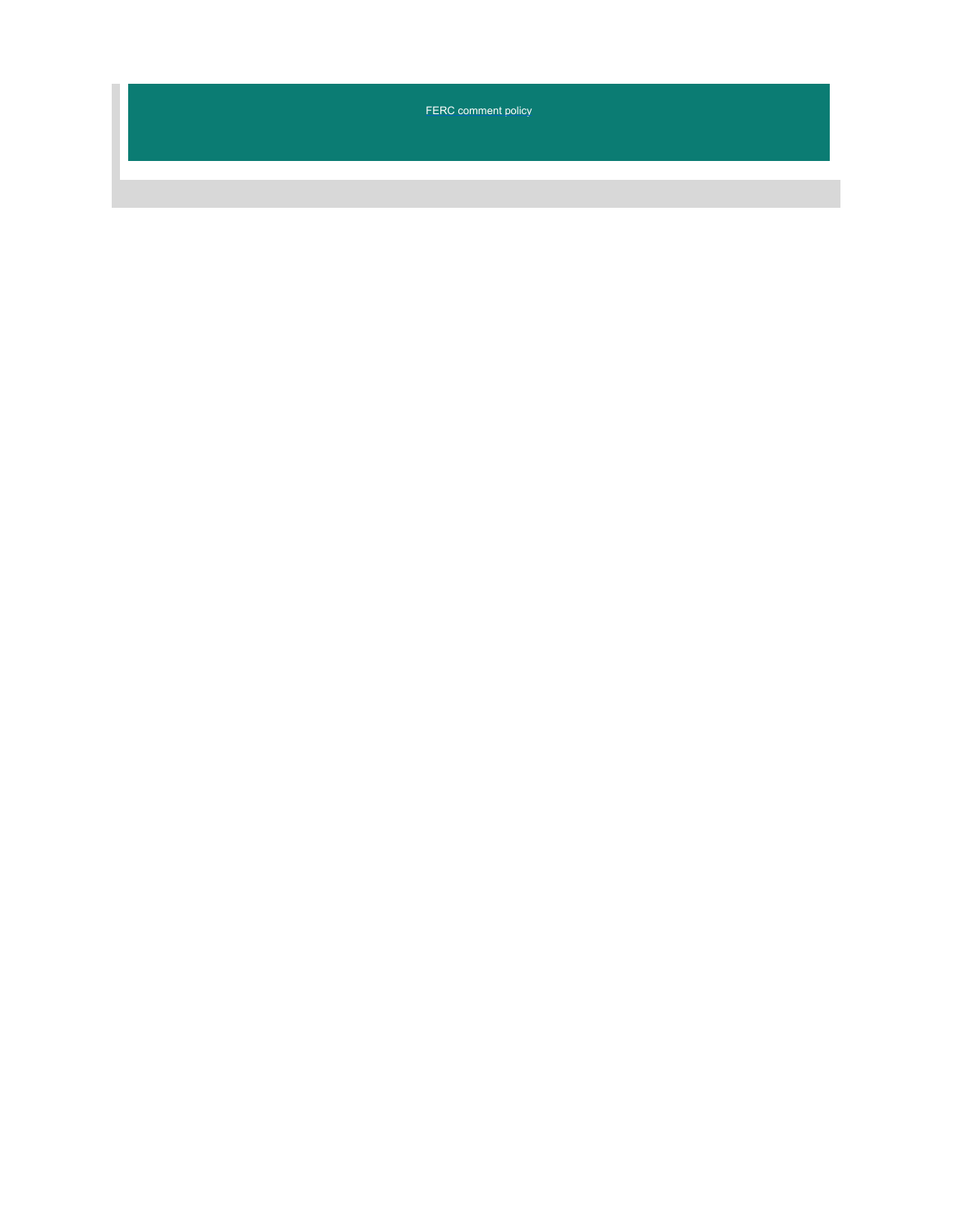FERC comment policy